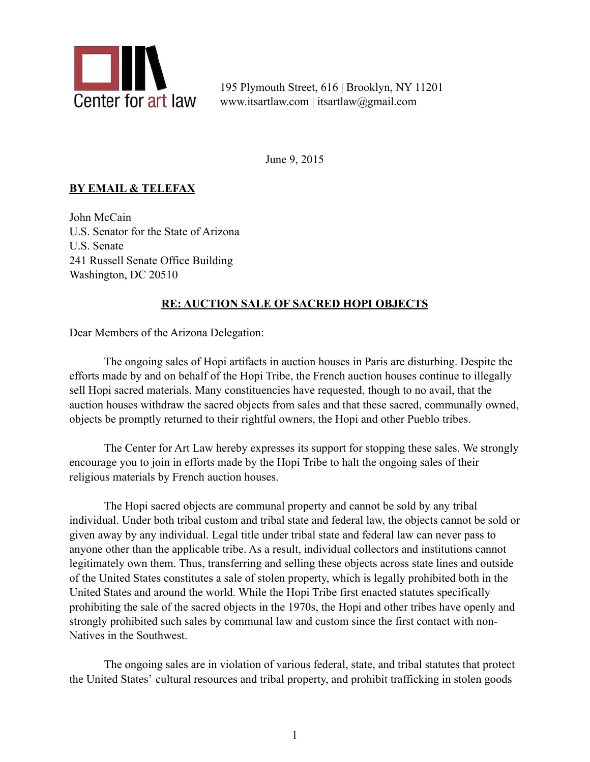Center for art law

195 Plymouth Street, 616 | Brooklyn, NY 11201
www.itsartlaw.com | itsartlaw@gmail.com

June 9, 2015

**BY EMAIL & TELEFAX**

John McCain
U.S. Senator for the State of Arizona
U.S. Senate
241 Russell Senate Office Building
Washington, DC 20510

**RE: AUCTION SALE OF SACRED HOPI OBJECTS**

Dear Members of the Arizona Delegation:

The ongoing sales of Hopi artifacts in auction houses in Paris are disturbing. Despite the efforts made by and on behalf of the Hopi Tribe, the French auction houses continue to illegally sell Hopi sacred materials. Many constituencies have requested, though to no avail, that the auction houses withdraw the sacred objects from sales and that these sacred, communally owned, objects be promptly returned to their rightful owners, the Hopi and other Pueblo tribes.

The Center for Art Law hereby expresses its support for stopping these sales. We strongly encourage you to join in efforts made by the Hopi Tribe to halt the ongoing sales of their religious materials by French auction houses.

The Hopi sacred objects are communal property and cannot be sold by any tribal individual. Under both tribal custom and tribal state and federal law, the objects cannot be sold or given away by any individual. Legal title under tribal state and federal law can never pass to anyone other than the applicable tribe. As a result, individual collectors and institutions cannot legitimately own them. Thus, transferring and selling these objects across state lines and outside of the United States constitutes a sale of stolen property, which is legally prohibited both in the United States and around the world. While the Hopi Tribe first enacted statutes specifically prohibiting the sale of the sacred objects in the 1970s, the Hopi and other tribes have openly and strongly prohibited such sales by communal law and custom since the first contact with non-Natives in the Southwest.

The ongoing sales are in violation of various federal, state, and tribal statutes that protect the United States' cultural resources and tribal property, and prohibit trafficking in stolen goods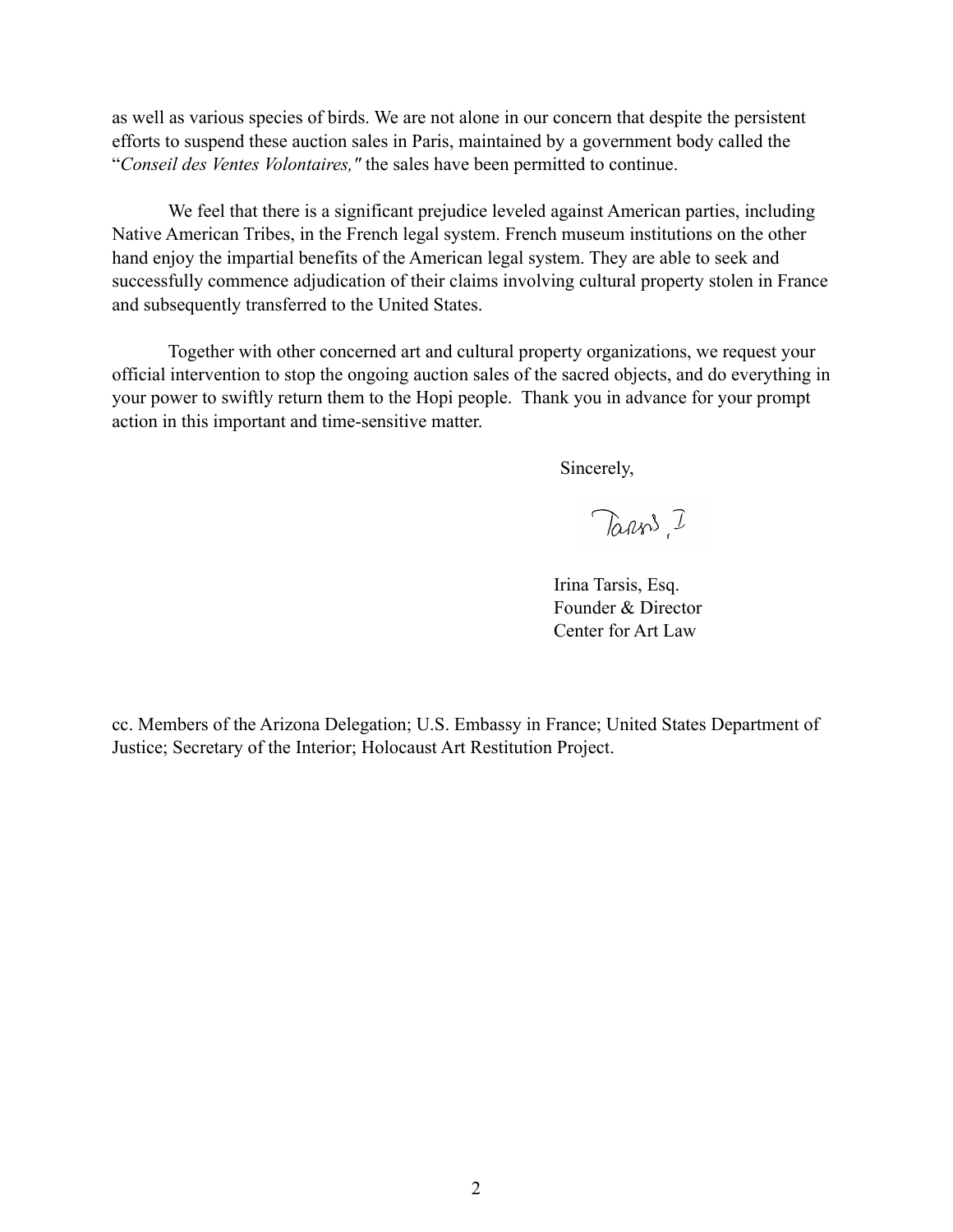as well as various species of birds. We are not alone in our concern that despite the persistent efforts to suspend these auction sales in Paris, maintained by a government body called the "*Conseil des Ventes Volontaires,"* the sales have been permitted to continue.

We feel that there is a significant prejudice leveled against American parties, including Native American Tribes, in the French legal system. French museum institutions on the other hand enjoy the impartial benefits of the American legal system. They are able to seek and successfully commence adjudication of their claims involving cultural property stolen in France and subsequently transferred to the United States.

Together with other concerned art and cultural property organizations, we request your official intervention to stop the ongoing auction sales of the sacred objects, and do everything in your power to swiftly return them to the Hopi people. Thank you in advance for your prompt action in this important and time-sensitive matter.

Sincerely,

Tarsis, I

Irina Tarsis, Esq.
Founder & Director
Center for Art Law

cc. Members of the Arizona Delegation; U.S. Embassy in France; United States Department of Justice; Secretary of the Interior; Holocaust Art Restitution Project.